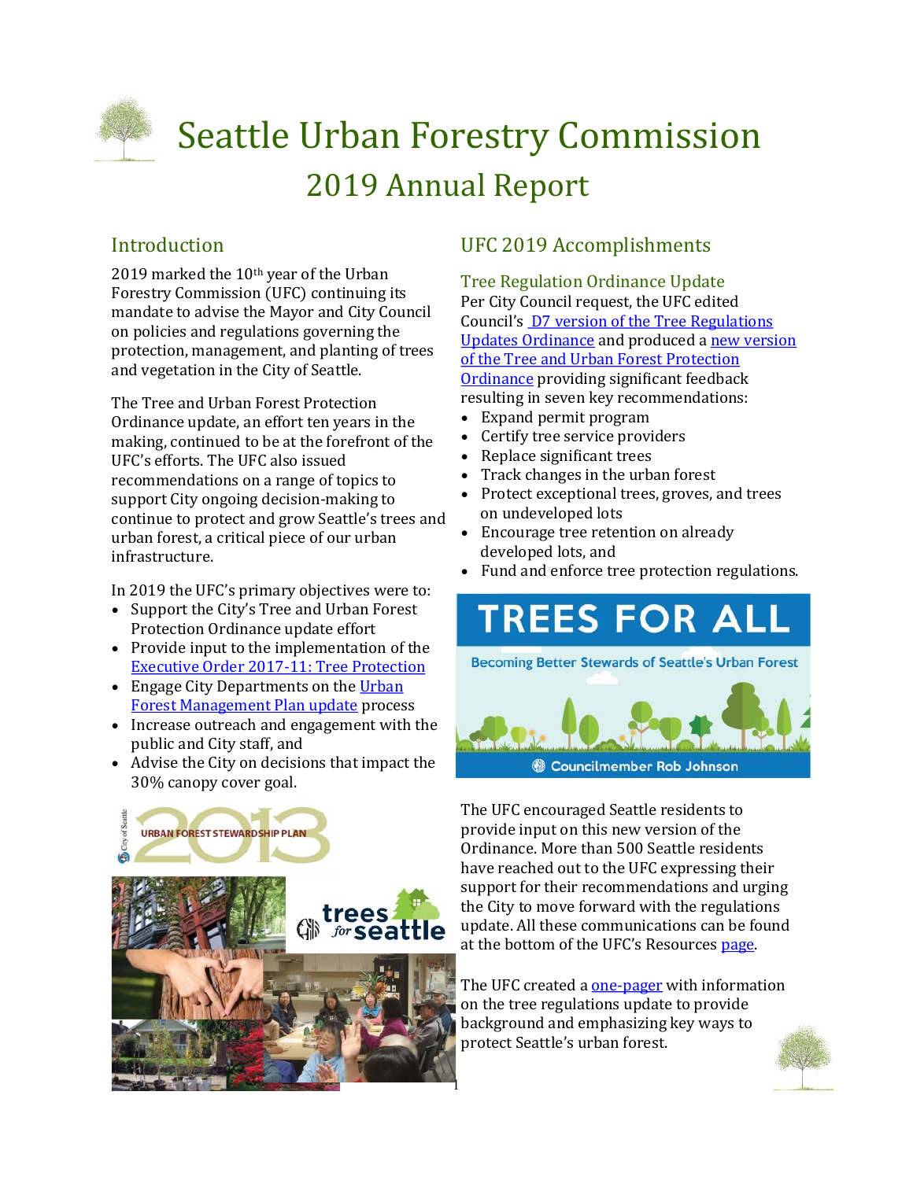# Seattle Urban Forestry Commission

## 2019 Annual Report

## Introduction

2019 marked the 10th year of the Urban Forestry Commission (UFC) continuing its mandate to advise the Mayor and City Council on policies and regulations governing the protection, management, and planting of trees and vegetation in the City of Seattle.

The Tree and Urban Forest Protection Ordinance update, an effort ten years in the making, continued to be at the forefront of the UFC's efforts. The UFC also issued recommendations on a range of topics to support City ongoing decision-making to continue to protect and grow Seattle's trees and urban forest, a critical piece of our urban infrastructure.

In 2019 the UFC's primary objectives were to:

- Support the City's Tree and Urban Forest Protection Ordinance update effort
- Provide input to the implementation of the Executive Order 2017-11: Tree Protection
- Engage City Departments on the Urban Forest Management Plan update process
- Increase outreach and engagement with the public and City staff, and
- Advise the City on decisions that impact the 30% canopy cover goal.

## UFC 2019 Accomplishments

### Tree Regulation Ordinance Update

Per City Council request, the UFC edited Council's D7 version of the Tree Regulations Updates Ordinance and produced a new version of the Tree and Urban Forest Protection Ordinance providing significant feedback resulting in seven key recommendations:

- Expand permit program
- Certify tree service providers
- Replace significant trees
- Track changes in the urban forest
- Protect exceptional trees, groves, and trees on undeveloped lots
- Encourage tree retention on already developed lots, and
- Fund and enforce tree protection regulations.

The UFC encouraged Seattle residents to provide input on this new version of the Ordinance. More than 500 Seattle residents have reached out to the UFC expressing their support for their recommendations and urging the City to move forward with the regulations update. All these communications can be found at the bottom of the UFC's Resources page.

The UFC created a one-pager with information on the tree regulations update to provide background and emphasizing key ways to protect Seattle's urban forest.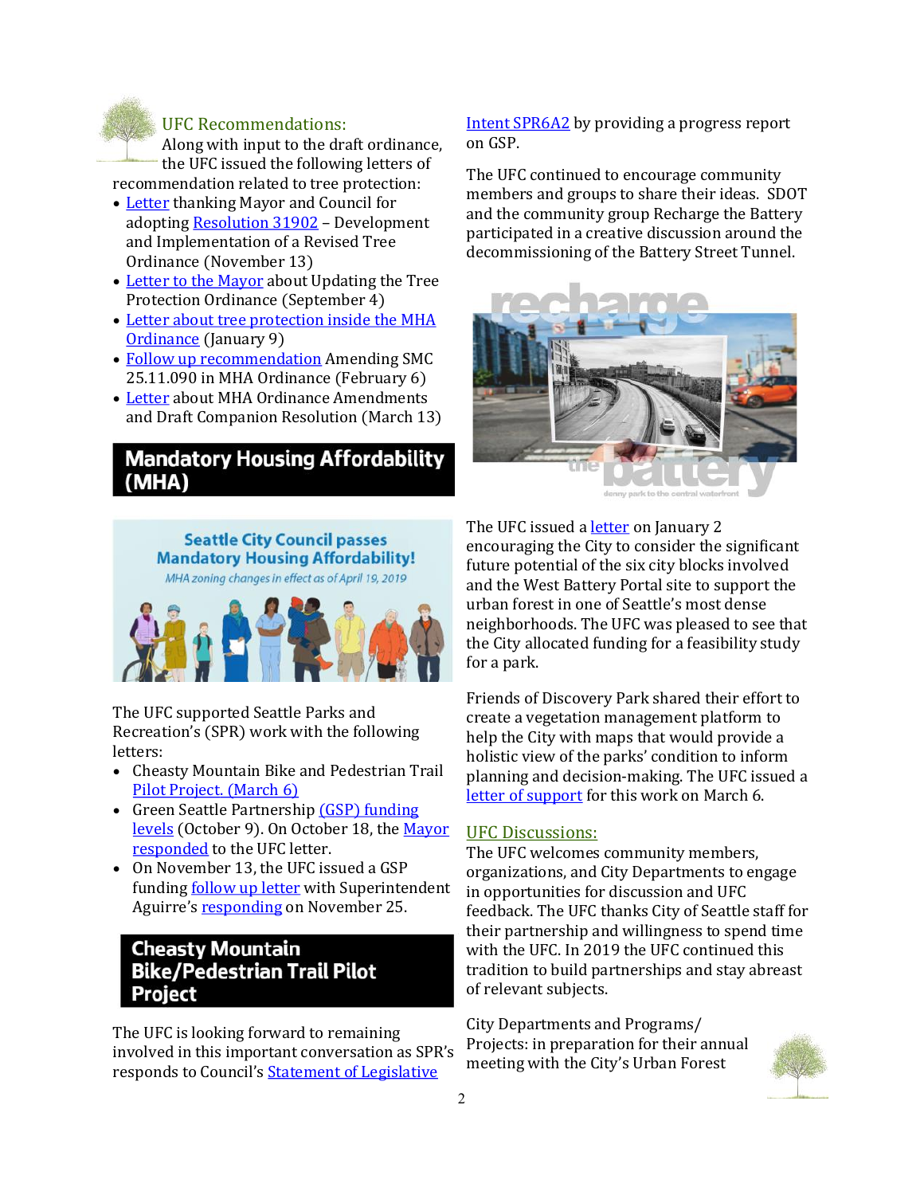## UFC Recommendations:

Along with input to the draft ordinance, the UFC issued the following letters of recommendation related to tree protection:

- Letter thanking Mayor and Council for adopting Resolution 31902 – Development and Implementation of a Revised Tree Ordinance (November 13)
- Letter to the Mayor about Updating the Tree Protection Ordinance (September 4)
- Letter about tree protection inside the MHA Ordinance (January 9)
- Follow up recommendation Amending SMC 25.11.090 in MHA Ordinance (February 6)
- Letter about MHA Ordinance Amendments and Draft Companion Resolution (March 13)

## Mandatory Housing Affordability (MHA)

Seattle City Council passes Mandatory Housing Affordability!

*MHA zoning changes in effect as of April 19, 2019*

The UFC supported Seattle Parks and Recreation's (SPR) work with the following letters:

- Cheasty Mountain Bike and Pedestrian Trail Pilot Project. (March 6)
- Green Seattle Partnership (GSP) funding levels (October 9). On October 18, the Mayor responded to the UFC letter.
- On November 13, the UFC issued a GSP funding follow up letter with Superintendent Aguirre's responding on November 25.

## Cheasty Mountain Bike/Pedestrian Trail Pilot Project

The UFC is looking forward to remaining involved in this important conversation as SPR's responds to Council's Statement of Legislative Intent SPR6A2 by providing a progress report on GSP.

The UFC continued to encourage community members and groups to share their ideas. SDOT and the community group Recharge the Battery participated in a creative discussion around the decommissioning of the Battery Street Tunnel.

recharge the battery
denny park to the central waterfront

The UFC issued a letter on January 2 encouraging the City to consider the significant future potential of the six city blocks involved and the West Battery Portal site to support the urban forest in one of Seattle's most dense neighborhoods. The UFC was pleased to see that the City allocated funding for a feasibility study for a park.

Friends of Discovery Park shared their effort to create a vegetation management platform to help the City with maps that would provide a holistic view of the parks' condition to inform planning and decision-making. The UFC issued a letter of support for this work on March 6.

## UFC Discussions:

The UFC welcomes community members, organizations, and City Departments to engage in opportunities for discussion and UFC feedback. The UFC thanks City of Seattle staff for their partnership and willingness to spend time with the UFC. In 2019 the UFC continued this tradition to build partnerships and stay abreast of relevant subjects.

City Departments and Programs/ Projects: in preparation for their annual meeting with the City's Urban Forest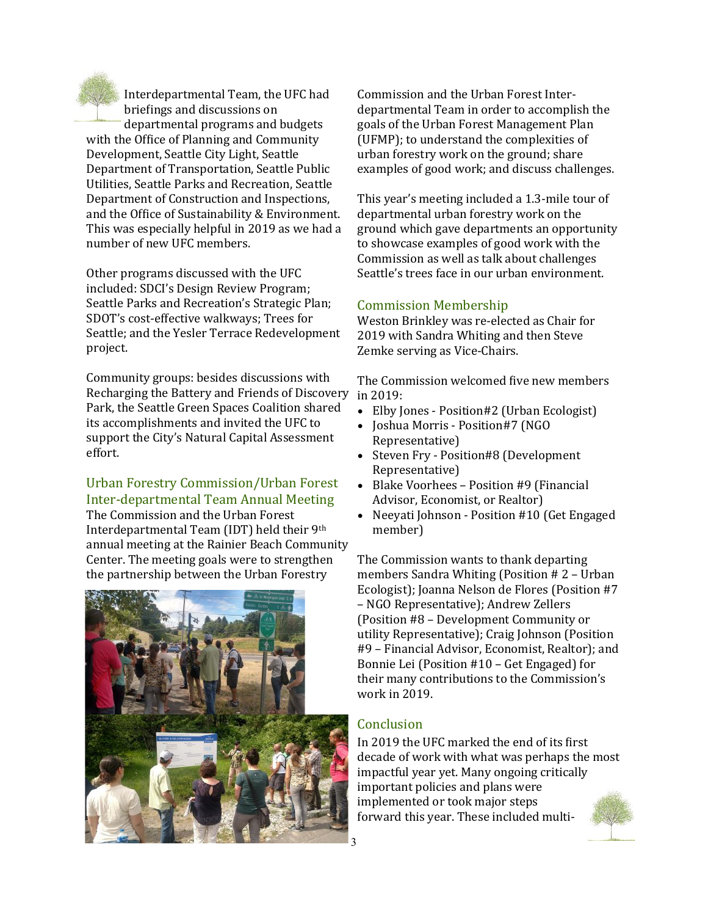Interdepartmental Team, the UFC had briefings and discussions on departmental programs and budgets with the Office of Planning and Community Development, Seattle City Light, Seattle Department of Transportation, Seattle Public Utilities, Seattle Parks and Recreation, Seattle Department of Construction and Inspections, and the Office of Sustainability & Environment. This was especially helpful in 2019 as we had a number of new UFC members.

Other programs discussed with the UFC included: SDCI's Design Review Program; Seattle Parks and Recreation's Strategic Plan; SDOT's cost-effective walkways; Trees for Seattle; and the Yesler Terrace Redevelopment project.

Community groups: besides discussions with Recharging the Battery and Friends of Discovery Park, the Seattle Green Spaces Coalition shared its accomplishments and invited the UFC to support the City's Natural Capital Assessment effort.

## Urban Forestry Commission/Urban Forest Inter-departmental Team Annual Meeting

The Commission and the Urban Forest Interdepartmental Team (IDT) held their 9th annual meeting at the Rainier Beach Community Center. The meeting goals were to strengthen the partnership between the Urban Forestry Commission and the Urban Forest Inter-departmental Team in order to accomplish the goals of the Urban Forest Management Plan (UFMP); to understand the complexities of urban forestry work on the ground; share examples of good work; and discuss challenges.

This year's meeting included a 1.3-mile tour of departmental urban forestry work on the ground which gave departments an opportunity to showcase examples of good work with the Commission as well as talk about challenges Seattle's trees face in our urban environment.

## Commission Membership

Weston Brinkley was re-elected as Chair for 2019 with Sandra Whiting and then Steve Zemke serving as Vice-Chairs.

The Commission welcomed five new members in 2019:

- Elby Jones - Position#2 (Urban Ecologist)
- Joshua Morris - Position#7 (NGO Representative)
- Steven Fry - Position#8 (Development Representative)
- Blake Voorhees – Position #9 (Financial Advisor, Economist, or Realtor)
- Neeyati Johnson - Position #10 (Get Engaged member)

The Commission wants to thank departing members Sandra Whiting (Position # 2 – Urban Ecologist); Joanna Nelson de Flores (Position #7 – NGO Representative); Andrew Zellers (Position #8 – Development Community or utility Representative); Craig Johnson (Position #9 – Financial Advisor, Economist, Realtor); and Bonnie Lei (Position #10 – Get Engaged) for their many contributions to the Commission's work in 2019.

## Conclusion

In 2019 the UFC marked the end of its first decade of work with what was perhaps the most impactful year yet. Many ongoing critically important policies and plans were implemented or took major steps forward this year. These included multi-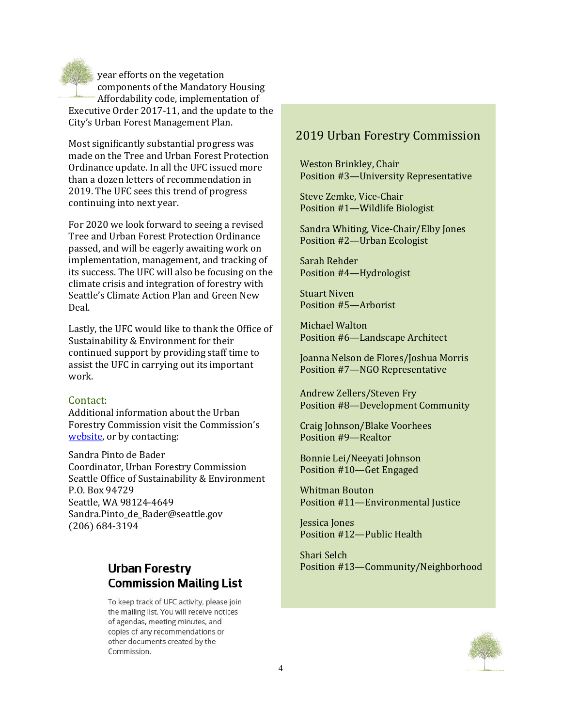year efforts on the vegetation components of the Mandatory Housing Affordability code, implementation of Executive Order 2017-11, and the update to the City's Urban Forest Management Plan.

Most significantly substantial progress was made on the Tree and Urban Forest Protection Ordinance update. In all the UFC issued more than a dozen letters of recommendation in 2019. The UFC sees this trend of progress continuing into next year.

For 2020 we look forward to seeing a revised Tree and Urban Forest Protection Ordinance passed, and will be eagerly awaiting work on implementation, management, and tracking of its success. The UFC will also be focusing on the climate crisis and integration of forestry with Seattle's Climate Action Plan and Green New Deal.

Lastly, the UFC would like to thank the Office of Sustainability & Environment for their continued support by providing staff time to assist the UFC in carrying out its important work.

## Contact:

Additional information about the Urban Forestry Commission visit the Commission's [website](), or by contacting:

Sandra Pinto de Bader
Coordinator, Urban Forestry Commission
Seattle Office of Sustainability & Environment
P.O. Box 94729
Seattle, WA 98124-4649
Sandra.Pinto_de_Bader@seattle.gov
(206) 684-3194

## Urban Forestry Commission Mailing List

To keep track of UFC activity, please join the mailing list. You will receive notices of agendas, meeting minutes, and copies of any recommendations or other documents created by the Commission.

## 2019 Urban Forestry Commission

Weston Brinkley, Chair
Position #3—University Representative

Steve Zemke, Vice-Chair
Position #1—Wildlife Biologist

Sandra Whiting, Vice-Chair/Elby Jones
Position #2—Urban Ecologist

Sarah Rehder
Position #4—Hydrologist

Stuart Niven
Position #5—Arborist

Michael Walton
Position #6—Landscape Architect

Joanna Nelson de Flores/Joshua Morris
Position #7—NGO Representative

Andrew Zellers/Steven Fry
Position #8—Development Community

Craig Johnson/Blake Voorhees
Position #9—Realtor

Bonnie Lei/Neeyati Johnson
Position #10—Get Engaged

Whitman Bouton
Position #11—Environmental Justice

Jessica Jones
Position #12—Public Health

Shari Selch
Position #13—Community/Neighborhood